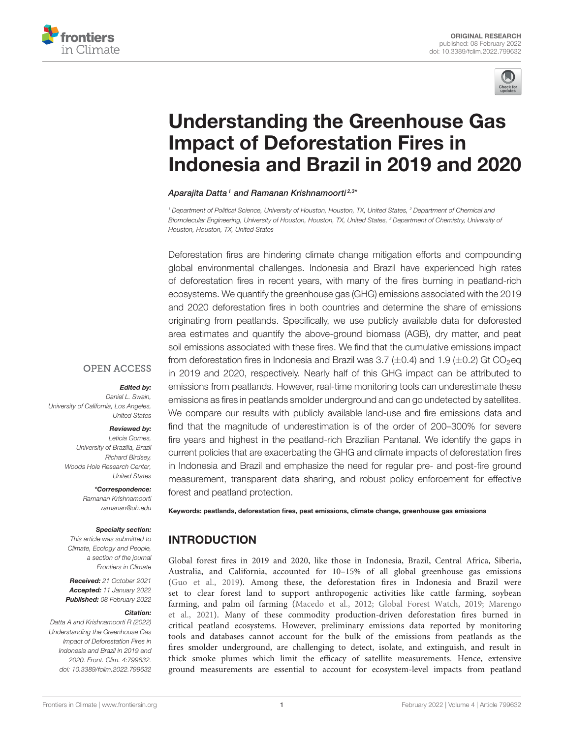ORIGINAL RESEARCH
published: 08 February 2022
doi: 10.3389/fclim.2022.799632

# Understanding the Greenhouse Gas Impact of Deforestation Fires in Indonesia and Brazil in 2019 and 2020

*Aparajita Datta*[1] *and Ramanan Krishnamoorti*[2,3]*

[1] Department of Political Science, University of Houston, Houston, TX, United States, [2] Department of Chemical and Biomolecular Engineering, University of Houston, Houston, TX, United States, [3] Department of Chemistry, University of Houston, Houston, TX, United States

Deforestation fires are hindering climate change mitigation efforts and compounding global environmental challenges. Indonesia and Brazil have experienced high rates of deforestation fires in recent years, with many of the fires burning in peatland-rich ecosystems. We quantify the greenhouse gas (GHG) emissions associated with the 2019 and 2020 deforestation fires in both countries and determine the share of emissions originating from peatlands. Specifically, we use publicly available data for deforested area estimates and quantify the above-ground biomass (AGB), dry matter, and peat soil emissions associated with these fires. We find that the cumulative emissions impact from deforestation fires in Indonesia and Brazil was 3.7 (±0.4) and 1.9 (±0.2) Gt $CO_2$eq in 2019 and 2020, respectively. Nearly half of this GHG impact can be attributed to emissions from peatlands. However, real-time monitoring tools can underestimate these emissions as fires in peatlands smolder underground and can go undetected by satellites. We compare our results with publicly available land-use and fire emissions data and find that the magnitude of underestimation is of the order of 200–300% for severe fire years and highest in the peatland-rich Brazilian Pantanal. We identify the gaps in current policies that are exacerbating the GHG and climate impacts of deforestation fires in Indonesia and Brazil and emphasize the need for regular pre- and post-fire ground measurement, transparent data sharing, and robust policy enforcement for effective forest and peatland protection.

**Keywords: peatlands, deforestation fires, peat emissions, climate change, greenhouse gas emissions**

OPEN ACCESS

***Edited by:***
*Daniel L. Swain,*
*University of California, Los Angeles, United States*

***Reviewed by:***
*Leticia Gomes,*
*University of Brazilia, Brazil*
*Richard Birdsey,*
*Woods Hole Research Center, United States*

****Correspondence:***
*Ramanan Krishnamoorti*
*ramanan@uh.edu*

***Specialty section:***
*This article was submitted to Climate, Ecology and People, a section of the journal Frontiers in Climate*

***Received:*** *21 October 2021*
***Accepted:*** *11 January 2022*
***Published:*** *08 February 2022*

***Citation:***
*Datta A and Krishnamoorti R (2022) Understanding the Greenhouse Gas Impact of Deforestation Fires in Indonesia and Brazil in 2019 and 2020. Front. Clim. 4:799632. doi: 10.3389/fclim.2022.799632*

## INTRODUCTION

Global forest fires in 2019 and 2020, like those in Indonesia, Brazil, Central Africa, Siberia, Australia, and California, accounted for 10–15% of all global greenhouse gas emissions (Guo et al., 2019). Among these, the deforestation fires in Indonesia and Brazil were set to clear forest land to support anthropogenic activities like cattle farming, soybean farming, and palm oil farming (Macedo et al., 2012; Global Forest Watch, 2019; Marengo et al., 2021). Many of these commodity production-driven deforestation fires burned in critical peatland ecosystems. However, preliminary emissions data reported by monitoring tools and databases cannot account for the bulk of the emissions from peatlands as the fires smolder underground, are challenging to detect, isolate, and extinguish, and result in thick smoke plumes which limit the efficacy of satellite measurements. Hence, extensive ground measurements are essential to account for ecosystem-level impacts from peatland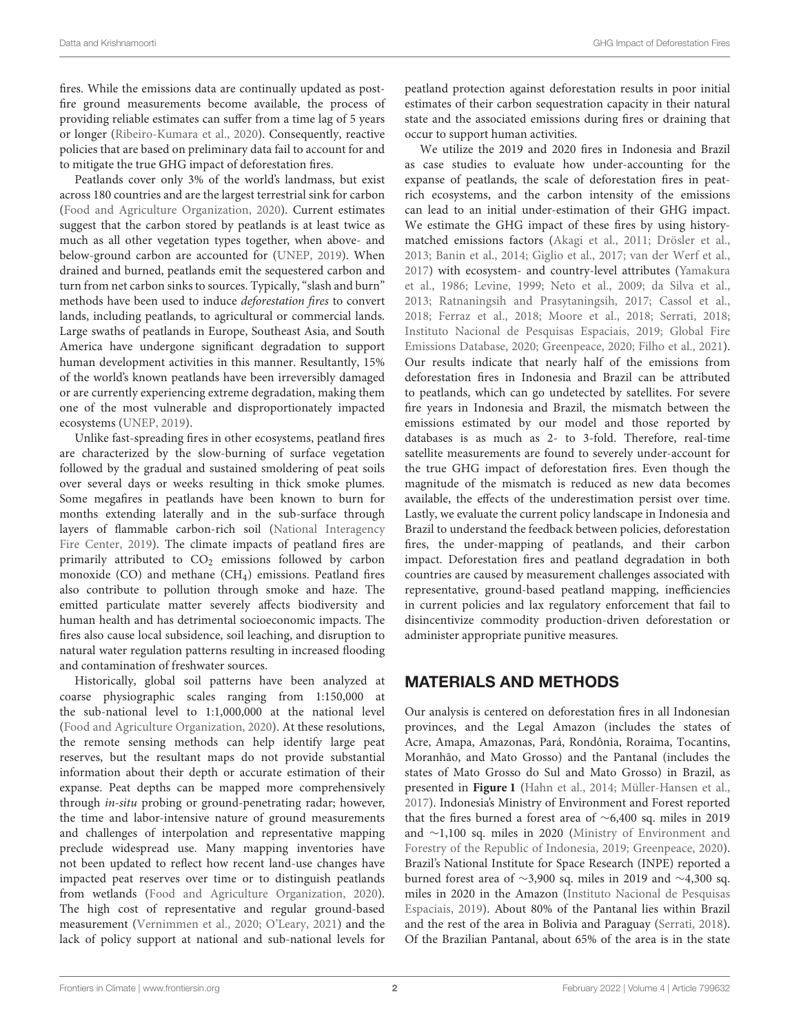fires. While the emissions data are continually updated as post-fire ground measurements become available, the process of providing reliable estimates can suffer from a time lag of 5 years or longer (Ribeiro-Kumara et al., 2020). Consequently, reactive policies that are based on preliminary data fail to account for and to mitigate the true GHG impact of deforestation fires.

Peatlands cover only 3% of the world's landmass, but exist across 180 countries and are the largest terrestrial sink for carbon (Food and Agriculture Organization, 2020). Current estimates suggest that the carbon stored by peatlands is at least twice as much as all other vegetation types together, when above- and below-ground carbon are accounted for (UNEP, 2019). When drained and burned, peatlands emit the sequestered carbon and turn from net carbon sinks to sources. Typically, "slash and burn" methods have been used to induce *deforestation fires* to convert lands, including peatlands, to agricultural or commercial lands. Large swaths of peatlands in Europe, Southeast Asia, and South America have undergone significant degradation to support human development activities in this manner. Resultantly, 15% of the world's known peatlands have been irreversibly damaged or are currently experiencing extreme degradation, making them one of the most vulnerable and disproportionately impacted ecosystems (UNEP, 2019).

Unlike fast-spreading fires in other ecosystems, peatland fires are characterized by the slow-burning of surface vegetation followed by the gradual and sustained smoldering of peat soils over several days or weeks resulting in thick smoke plumes. Some megafires in peatlands have been known to burn for months extending laterally and in the sub-surface through layers of flammable carbon-rich soil (National Interagency Fire Center, 2019). The climate impacts of peatland fires are primarily attributed to $CO_2$ emissions followed by carbon monoxide (CO) and methane ($CH_4$) emissions. Peatland fires also contribute to pollution through smoke and haze. The emitted particulate matter severely affects biodiversity and human health and has detrimental socioeconomic impacts. The fires also cause local subsidence, soil leaching, and disruption to natural water regulation patterns resulting in increased flooding and contamination of freshwater sources.

Historically, global soil patterns have been analyzed at coarse physiographic scales ranging from 1:150,000 at the sub-national level to 1:1,000,000 at the national level (Food and Agriculture Organization, 2020). At these resolutions, the remote sensing methods can help identify large peat reserves, but the resultant maps do not provide substantial information about their depth or accurate estimation of their expanse. Peat depths can be mapped more comprehensively through *in-situ* probing or ground-penetrating radar; however, the time and labor-intensive nature of ground measurements and challenges of interpolation and representative mapping preclude widespread use. Many mapping inventories have not been updated to reflect how recent land-use changes have impacted peat reserves over time or to distinguish peatlands from wetlands (Food and Agriculture Organization, 2020). The high cost of representative and regular ground-based measurement (Vernimmen et al., 2020; O'Leary, 2021) and the lack of policy support at national and sub-national levels for peatland protection against deforestation results in poor initial estimates of their carbon sequestration capacity in their natural state and the associated emissions during fires or draining that occur to support human activities.

We utilize the 2019 and 2020 fires in Indonesia and Brazil as case studies to evaluate how under-accounting for the expanse of peatlands, the scale of deforestation fires in peat-rich ecosystems, and the carbon intensity of the emissions can lead to an initial under-estimation of their GHG impact. We estimate the GHG impact of these fires by using history-matched emissions factors (Akagi et al., 2011; Drösler et al., 2013; Banin et al., 2014; Giglio et al., 2017; van der Werf et al., 2017) with ecosystem- and country-level attributes (Yamakura et al., 1986; Levine, 1999; Neto et al., 2009; da Silva et al., 2013; Ratnaningsih and Prasytaningsih, 2017; Cassol et al., 2018; Ferraz et al., 2018; Moore et al., 2018; Serrati, 2018; Instituto Nacional de Pesquisas Espaciais, 2019; Global Fire Emissions Database, 2020; Greenpeace, 2020; Filho et al., 2021). Our results indicate that nearly half of the emissions from deforestation fires in Indonesia and Brazil can be attributed to peatlands, which can go undetected by satellites. For severe fire years in Indonesia and Brazil, the mismatch between the emissions estimated by our model and those reported by databases is as much as 2- to 3-fold. Therefore, real-time satellite measurements are found to severely under-account for the true GHG impact of deforestation fires. Even though the magnitude of the mismatch is reduced as new data becomes available, the effects of the underestimation persist over time. Lastly, we evaluate the current policy landscape in Indonesia and Brazil to understand the feedback between policies, deforestation fires, the under-mapping of peatlands, and their carbon impact. Deforestation fires and peatland degradation in both countries are caused by measurement challenges associated with representative, ground-based peatland mapping, inefficiencies in current policies and lax regulatory enforcement that fail to disincentivize commodity production-driven deforestation or administer appropriate punitive measures.

## MATERIALS AND METHODS

Our analysis is centered on deforestation fires in all Indonesian provinces, and the Legal Amazon (includes the states of Acre, Amapa, Amazonas, Pará, Rondônia, Roraima, Tocantins, Moranhão, and Mato Grosso) and the Pantanal (includes the states of Mato Grosso do Sul and Mato Grosso) in Brazil, as presented in **Figure 1** (Hahn et al., 2014; Müller-Hansen et al., 2017). Indonesia's Ministry of Environment and Forest reported that the fires burned a forest area of ∼6,400 sq. miles in 2019 and ∼1,100 sq. miles in 2020 (Ministry of Environment and Forestry of the Republic of Indonesia, 2019; Greenpeace, 2020). Brazil's National Institute for Space Research (INPE) reported a burned forest area of ∼3,900 sq. miles in 2019 and ∼4,300 sq. miles in 2020 in the Amazon (Instituto Nacional de Pesquisas Espaciais, 2019). About 80% of the Pantanal lies within Brazil and the rest of the area in Bolivia and Paraguay (Serrati, 2018). Of the Brazilian Pantanal, about 65% of the area is in the state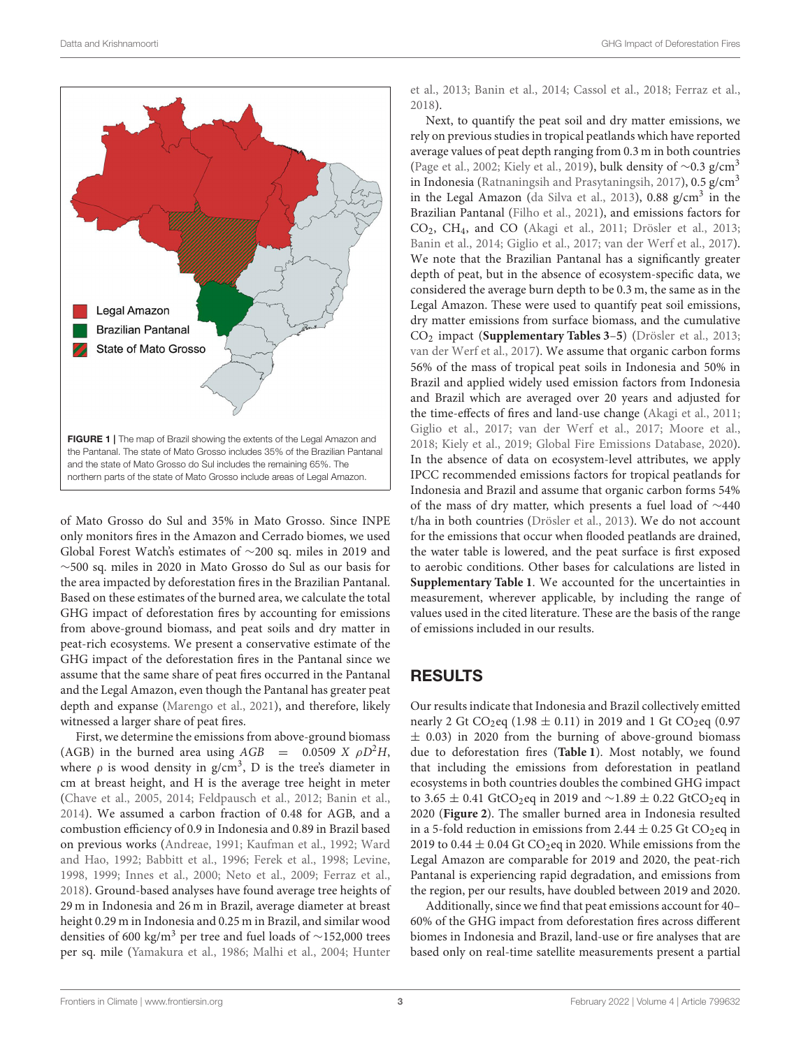Legal Amazon

Brazilian Pantanal

State of Mato Grosso

**FIGURE 1** | The map of Brazil showing the extents of the Legal Amazon and the Pantanal. The state of Mato Grosso includes 35% of the Brazilian Pantanal and the state of Mato Grosso do Sul includes the remaining 65%. The northern parts of the state of Mato Grosso include areas of Legal Amazon.

of Mato Grosso do Sul and 35% in Mato Grosso. Since INPE only monitors fires in the Amazon and Cerrado biomes, we used Global Forest Watch's estimates of ~200 sq. miles in 2019 and ~500 sq. miles in 2020 in Mato Grosso do Sul as our basis for the area impacted by deforestation fires in the Brazilian Pantanal. Based on these estimates of the burned area, we calculate the total GHG impact of deforestation fires by accounting for emissions from above-ground biomass, and peat soils and dry matter in peat-rich ecosystems. We present a conservative estimate of the GHG impact of the deforestation fires in the Pantanal since we assume that the same share of peat fires occurred in the Pantanal and the Legal Amazon, even though the Pantanal has greater peat depth and expanse (Marengo et al., 2021), and therefore, likely witnessed a larger share of peat fires.

First, we determine the emissions from above-ground biomass (AGB) in the burned area using $AGB = 0.0509 X \rho D^2 H$, where $\rho$ is wood density in g/cm$^3$, D is the tree's diameter in cm at breast height, and H is the average tree height in meter (Chave et al., 2005, 2014; Feldpausch et al., 2012; Banin et al., 2014). We assumed a carbon fraction of 0.48 for AGB, and a combustion efficiency of 0.9 in Indonesia and 0.89 in Brazil based on previous works (Andreae, 1991; Kaufman et al., 1992; Ward and Hao, 1992; Babbitt et al., 1996; Ferek et al., 1998; Levine, 1998, 1999; Innes et al., 2000; Neto et al., 2009; Ferraz et al., 2018). Ground-based analyses have found average tree heights of 29 m in Indonesia and 26 m in Brazil, average diameter at breast height 0.29 m in Indonesia and 0.25 m in Brazil, and similar wood densities of 600 kg/m$^3$ per tree and fuel loads of ~152,000 trees per sq. mile (Yamakura et al., 1986; Malhi et al., 2004; Hunter et al., 2013; Banin et al., 2014; Cassol et al., 2018; Ferraz et al., 2018).

Next, to quantify the peat soil and dry matter emissions, we rely on previous studies in tropical peatlands which have reported average values of peat depth ranging from 0.3 m in both countries (Page et al., 2002; Kiely et al., 2019), bulk density of ~0.3 g/cm$^3$ in Indonesia (Ratnaningsih and Prasytaningsih, 2017), 0.5 g/cm$^3$ in the Legal Amazon (da Silva et al., 2013), 0.88 g/cm$^3$ in the Brazilian Pantanal (Filho et al., 2021), and emissions factors for $CO_2$, $CH_4$, and CO (Akagi et al., 2011; Drösler et al., 2013; Banin et al., 2014; Giglio et al., 2017; van der Werf et al., 2017). We note that the Brazilian Pantanal has a significantly greater depth of peat, but in the absence of ecosystem-specific data, we considered the average burn depth to be 0.3 m, the same as in the Legal Amazon. These were used to quantify peat soil emissions, dry matter emissions from surface biomass, and the cumulative $CO_2$ impact (**Supplementary Tables 3–5**) (Drösler et al., 2013; van der Werf et al., 2017). We assume that organic carbon forms 56% of the mass of tropical peat soils in Indonesia and 50% in Brazil and applied widely used emission factors from Indonesia and Brazil which are averaged over 20 years and adjusted for the time-effects of fires and land-use change (Akagi et al., 2011; Giglio et al., 2017; van der Werf et al., 2017; Moore et al., 2018; Kiely et al., 2019; Global Fire Emissions Database, 2020). In the absence of data on ecosystem-level attributes, we apply IPCC recommended emissions factors for tropical peatlands for Indonesia and Brazil and assume that organic carbon forms 54% of the mass of dry matter, which presents a fuel load of ~440 t/ha in both countries (Drösler et al., 2013). We do not account for the emissions that occur when flooded peatlands are drained, the water table is lowered, and the peat surface is first exposed to aerobic conditions. Other bases for calculations are listed in **Supplementary Table 1**. We accounted for the uncertainties in measurement, wherever applicable, by including the range of values used in the cited literature. These are the basis of the range of emissions included in our results.

## RESULTS

Our results indicate that Indonesia and Brazil collectively emitted nearly 2 Gt $CO_2$eq (1.98 ± 0.11) in 2019 and 1 Gt $CO_2$eq (0.97 ± 0.03) in 2020 from the burning of above-ground biomass due to deforestation fires (**Table 1**). Most notably, we found that including the emissions from deforestation in peatland ecosystems in both countries doubles the combined GHG impact to 3.65 ± 0.41 Gt$CO_2$eq in 2019 and ~1.89 ± 0.22 Gt$CO_2$eq in 2020 (**Figure 2**). The smaller burned area in Indonesia resulted in a 5-fold reduction in emissions from 2.44 ± 0.25 Gt $CO_2$eq in 2019 to 0.44 ± 0.04 Gt $CO_2$eq in 2020. While emissions from the Legal Amazon are comparable for 2019 and 2020, the peat-rich Pantanal is experiencing rapid degradation, and emissions from the region, per our results, have doubled between 2019 and 2020.

Additionally, since we find that peat emissions account for 40–60% of the GHG impact from deforestation fires across different biomes in Indonesia and Brazil, land-use or fire analyses that are based only on real-time satellite measurements present a partial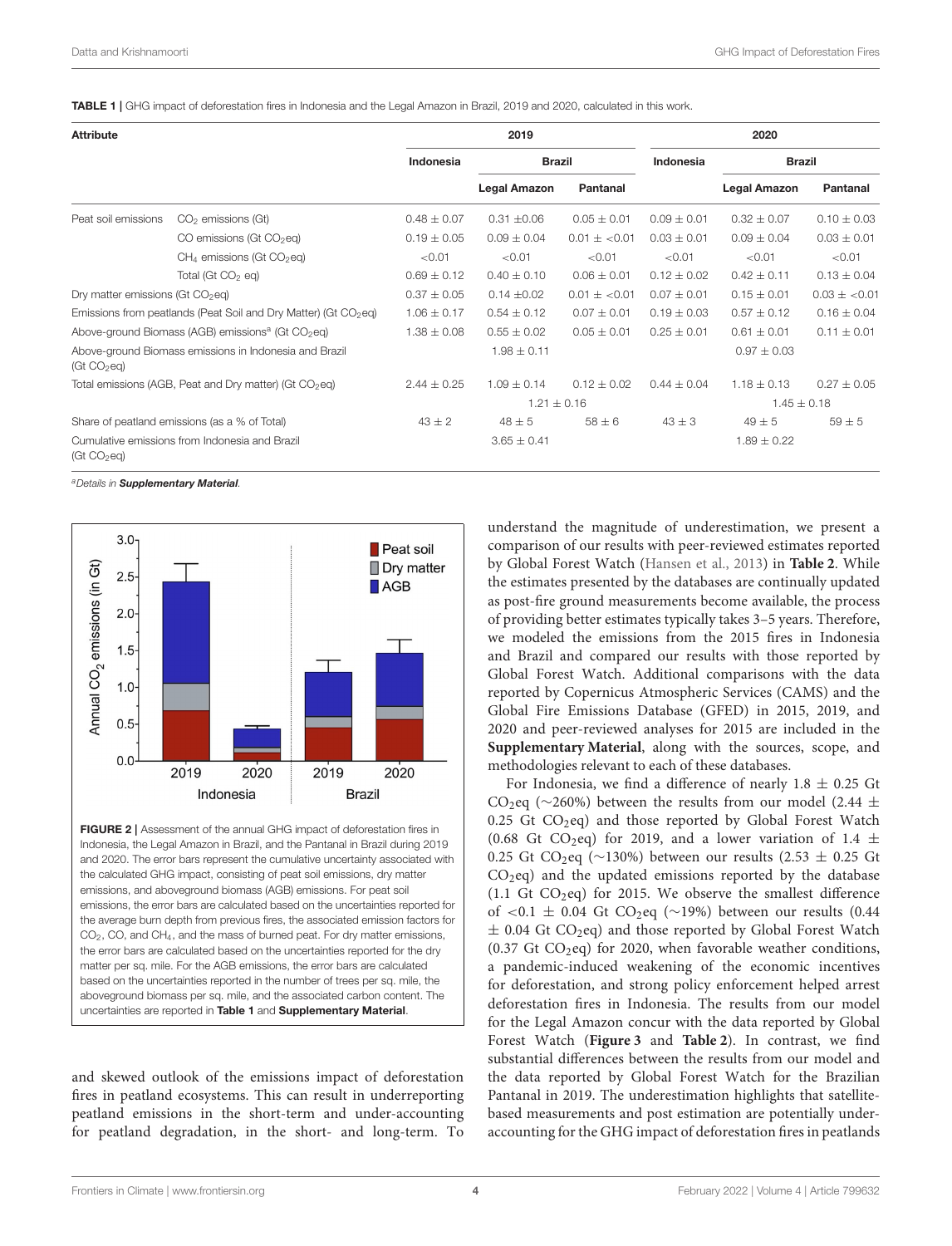**TABLE 1 |** GHG impact of deforestation fires in Indonesia and the Legal Amazon in Brazil, 2019 and 2020, calculated in this work.

| Attribute | | 2019 | | | 2020 | | |
|---|---|---|---|---|---|---|---|
| | | Indonesia | Brazil | | Indonesia | Brazil | |
| | | | Legal Amazon | Pantanal | | Legal Amazon | Pantanal |
| Peat soil emissions | $CO_2$ emissions (Gt) | 0.48 ± 0.07 | 0.31 ±0.06 | 0.05 ± 0.01 | 0.09 ± 0.01 | 0.32 ± 0.07 | 0.10 ± 0.03 |
| | CO emissions (Gt $CO_2$eq) | 0.19 ± 0.05 | 0.09 ± 0.04 | 0.01 ± <0.01 | 0.03 ± 0.01 | 0.09 ± 0.04 | 0.03 ± 0.01 |
| | $CH_4$ emissions (Gt $CO_2$eq) | <0.01 | <0.01 | <0.01 | <0.01 | <0.01 | <0.01 |
| | Total (Gt $CO_2$ eq) | 0.69 ± 0.12 | 0.40 ± 0.10 | 0.06 ± 0.01 | 0.12 ± 0.02 | 0.42 ± 0.11 | 0.13 ± 0.04 |
| Dry matter emissions (Gt $CO_2$eq) | | 0.37 ± 0.05 | 0.14 ±0.02 | 0.01 ± <0.01 | 0.07 ± 0.01 | 0.15 ± 0.01 | 0.03 ± <0.01 |
| Emissions from peatlands (Peat Soil and Dry Matter) (Gt $CO_2$eq) | | 1.06 ± 0.17 | 0.54 ± 0.12 | 0.07 ± 0.01 | 0.19 ± 0.03 | 0.57 ± 0.12 | 0.16 ± 0.04 |
| Above-ground Biomass (AGB) emissions[a] (Gt $CO_2$eq) | | 1.38 ± 0.08 | 0.55 ± 0.02 | 0.05 ± 0.01 | 0.25 ± 0.01 | 0.61 ± 0.01 | 0.11 ± 0.01 |
| Above-ground Biomass emissions in Indonesia and Brazil (Gt $CO_2$eq) | | | 1.98 ± 0.11 | | | 0.97 ± 0.03 | |
| Total emissions (AGB, Peat and Dry matter) (Gt $CO_2$eq) | | 2.44 ± 0.25 | 1.09 ± 0.14 | 0.12 ± 0.02 | 0.44 ± 0.04 | 1.18 ± 0.13 | 0.27 ± 0.05 |
| | | | 1.21 ± 0.16 | | | 1.45 ± 0.18 | |
| Share of peatland emissions (as a % of Total) | | 43 ± 2 | 48 ± 5 | 58 ± 6 | 43 ± 3 | 49 ± 5 | 59 ± 5 |
| Cumulative emissions from Indonesia and Brazil (Gt $CO_2$eq) | | | 3.65 ± 0.41 | | | 1.89 ± 0.22 | |

[a]Details in ***Supplementary Material***.

Annual $CO_2$ emissions (in Gt)
3.0
2.5
2.0
1.5
1.0
0.5
0.0
Peat soil
Dry matter
AGB
2019 2020 2019 2020
Indonesia Brazil

**FIGURE 2 |** Assessment of the annual GHG impact of deforestation fires in Indonesia, the Legal Amazon in Brazil, and the Pantanal in Brazil during 2019 and 2020. The error bars represent the cumulative uncertainty associated with the calculated GHG impact, consisting of peat soil emissions, dry matter emissions, and aboveground biomass (AGB) emissions. For peat soil emissions, the error bars are calculated based on the uncertainties reported for the average burn depth from previous fires, the associated emission factors for $CO_2$, CO, and $CH_4$, and the mass of burned peat. For dry matter emissions, the error bars are calculated based on the uncertainties reported for the dry matter per sq. mile. For the AGB emissions, the error bars are calculated based on the uncertainties reported in the number of trees per sq. mile, the aboveground biomass per sq. mile, and the associated carbon content. The uncertainties are reported in **Table 1** and **Supplementary Material**.

and skewed outlook of the emissions impact of deforestation fires in peatland ecosystems. This can result in underreporting peatland emissions in the short-term and under-accounting for peatland degradation, in the short- and long-term. To understand the magnitude of underestimation, we present a comparison of our results with peer-reviewed estimates reported by Global Forest Watch (Hansen et al., 2013) in **Table 2**. While the estimates presented by the databases are continually updated as post-fire ground measurements become available, the process of providing better estimates typically takes 3–5 years. Therefore, we modeled the emissions from the 2015 fires in Indonesia and Brazil and compared our results with those reported by Global Forest Watch. Additional comparisons with the data reported by Copernicus Atmospheric Services (CAMS) and the Global Fire Emissions Database (GFED) in 2015, 2019, and 2020 and peer-reviewed analyses for 2015 are included in the **Supplementary Material**, along with the sources, scope, and methodologies relevant to each of these databases.

For Indonesia, we find a difference of nearly 1.8 ± 0.25 Gt $CO_2$eq (∼260%) between the results from our model (2.44 ± 0.25 Gt $CO_2$eq) and those reported by Global Forest Watch (0.68 Gt $CO_2$eq) for 2019, and a lower variation of 1.4 ± 0.25 Gt $CO_2$eq (∼130%) between our results (2.53 ± 0.25 Gt $CO_2$eq) and the updated emissions reported by the database (1.1 Gt $CO_2$eq) for 2015. We observe the smallest difference of <0.1 ± 0.04 Gt $CO_2$eq (∼19%) between our results (0.44 ± 0.04 Gt $CO_2$eq) and those reported by Global Forest Watch (0.37 Gt $CO_2$eq) for 2020, when favorable weather conditions, a pandemic-induced weakening of the economic incentives for deforestation, and strong policy enforcement helped arrest deforestation fires in Indonesia. The results from our model for the Legal Amazon concur with the data reported by Global Forest Watch (**Figure 3** and **Table 2**). In contrast, we find substantial differences between the results from our model and the data reported by Global Forest Watch for the Brazilian Pantanal in 2019. The underestimation highlights that satellite-based measurements and post estimation are potentially under-accounting for the GHG impact of deforestation fires in peatlands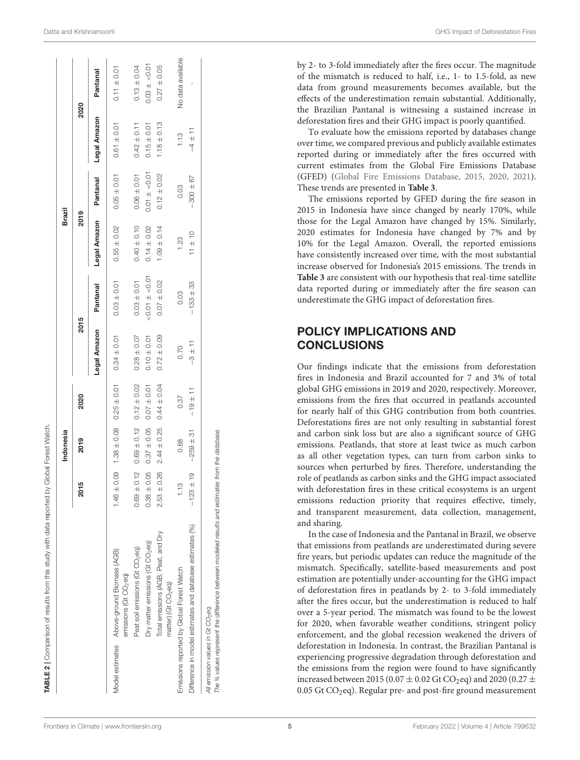**TABLE 2** | Comparison of results from this study with data reported by Global Forest Watch.

| | | Indonesia | | | Brazil | | | | | |
|---|---|---|---|---|---|---|---|---|---|---|
| | | 2015 | 2019 | 2020 | 2015 | | 2019 | | 2020 | |
| | | | | | Legal Amazon | Pantanal | Legal Amazon | Pantanal | Legal Amazon | Pantanal |
| Model estimates | Above-ground Biomass (AGB) emissions (Gt $CO_2$eq) | 1.46 ± 0.09 | 1.38 ± 0.08 | 0.25 ± 0.01 | 0.34 ± 0.01 | 0.03 ± 0.01 | 0.55 ± 0.02 | 0.05 ± 0.01 | 0.61 ± 0.01 | 0.11 ± 0.01 |
| | Peat soil emissions (Gt $CO_2$eq) | 0.69 ± 0.12 | 0.69 ± 0.12 | 0.12 ± 0.02 | 0.28 ± 0.07 | 0.03 ± 0.01 | 0.40 ± 0.10 | 0.06 ± 0.01 | 0.42 ± 0.11 | 0.13 ± 0.04 |
| | Dry matter emissions (Gt $CO_2$eq) | 0.38 ± 0.05 | 0.37 ± 0.05 | 0.07 ± 0.01 | 0.10 ± 0.01 | <0.01 ± <0.01 | 0.14 ± 0.02 | 0.01 ± <0.01 | 0.15 ± 0.01 | 0.03 ± <0.01 |
| | Total emissions (AGB, Peat, and Dry matter) (Gt $CO_2$eq) | 2.53 ± 0.26 | 2.44 ± 0.25 | 0.44 ± 0.04 | 0.72 ± 0.09 | 0.07 ± 0.02 | 1.09 ± 0.14 | 0.12 ± 0.02 | 1.18 ± 0.13 | 0.27 ± 0.05 |
| Emissions reported by Global Forest Watch | | 1.13 | 0.68 | 0.37 | 0.70 | 0.03 | 1.23 | 0.03 | 1.13 | No data available |
| Difference in model estimates and database estimates (%) | | −123 ± 19 | −259 ± 31 | −19 ± 11 | −3 ± 11 | −133 ± 33 | 11 ± 10 | −300 ± 67 | −4 ± 11 | - |

*All emission values in Gt $CO_2$eq.*
*The % values represent the difference between modeled results and estimates from the database.*

by 2- to 3-fold immediately after the fires occur. The magnitude of the mismatch is reduced to half, i.e., 1- to 1.5-fold, as new data from ground measurements becomes available, but the effects of the underestimation remain substantial. Additionally, the Brazilian Pantanal is witnessing a sustained increase in deforestation fires and their GHG impact is poorly quantified.

To evaluate how the emissions reported by databases change over time, we compared previous and publicly available estimates reported during or immediately after the fires occurred with current estimates from the Global Fire Emissions Database (GFED) (Global Fire Emissions Database, 2015, 2020, 2021). These trends are presented in **Table 3**.

The emissions reported by GFED during the fire season in 2015 in Indonesia have since changed by nearly 170%, while those for the Legal Amazon have changed by 15%. Similarly, 2020 estimates for Indonesia have changed by 7% and by 10% for the Legal Amazon. Overall, the reported emissions have consistently increased over time, with the most substantial increase observed for Indonesia's 2015 emissions. The trends in **Table 3** are consistent with our hypothesis that real-time satellite data reported during or immediately after the fire season can underestimate the GHG impact of deforestation fires.

## POLICY IMPLICATIONS AND CONCLUSIONS

Our findings indicate that the emissions from deforestation fires in Indonesia and Brazil accounted for 7 and 3% of total global GHG emissions in 2019 and 2020, respectively. Moreover, emissions from the fires that occurred in peatlands accounted for nearly half of this GHG contribution from both countries. Deforestations fires are not only resulting in substantial forest and carbon sink loss but are also a significant source of GHG emissions. Peatlands, that store at least twice as much carbon as all other vegetation types, can turn from carbon sinks to sources when perturbed by fires. Therefore, understanding the role of peatlands as carbon sinks and the GHG impact associated with deforestation fires in these critical ecosystems is an urgent emissions reduction priority that requires effective, timely, and transparent measurement, data collection, management, and sharing.

In the case of Indonesia and the Pantanal in Brazil, we observe that emissions from peatlands are underestimated during severe fire years, but periodic updates can reduce the magnitude of the mismatch. Specifically, satellite-based measurements and post estimation are potentially under-accounting for the GHG impact of deforestation fires in peatlands by 2- to 3-fold immediately after the fires occur, but the underestimation is reduced to half over a 5-year period. The mismatch was found to be the lowest for 2020, when favorable weather conditions, stringent policy enforcement, and the global recession weakened the drivers of deforestation in Indonesia. In contrast, the Brazilian Pantanal is experiencing progressive degradation through deforestation and the emissions from the region were found to have significantly increased between 2015 (0.07 ± 0.02 Gt $CO_2$eq) and 2020 (0.27 ± 0.05 Gt $CO_2$eq). Regular pre- and post-fire ground measurement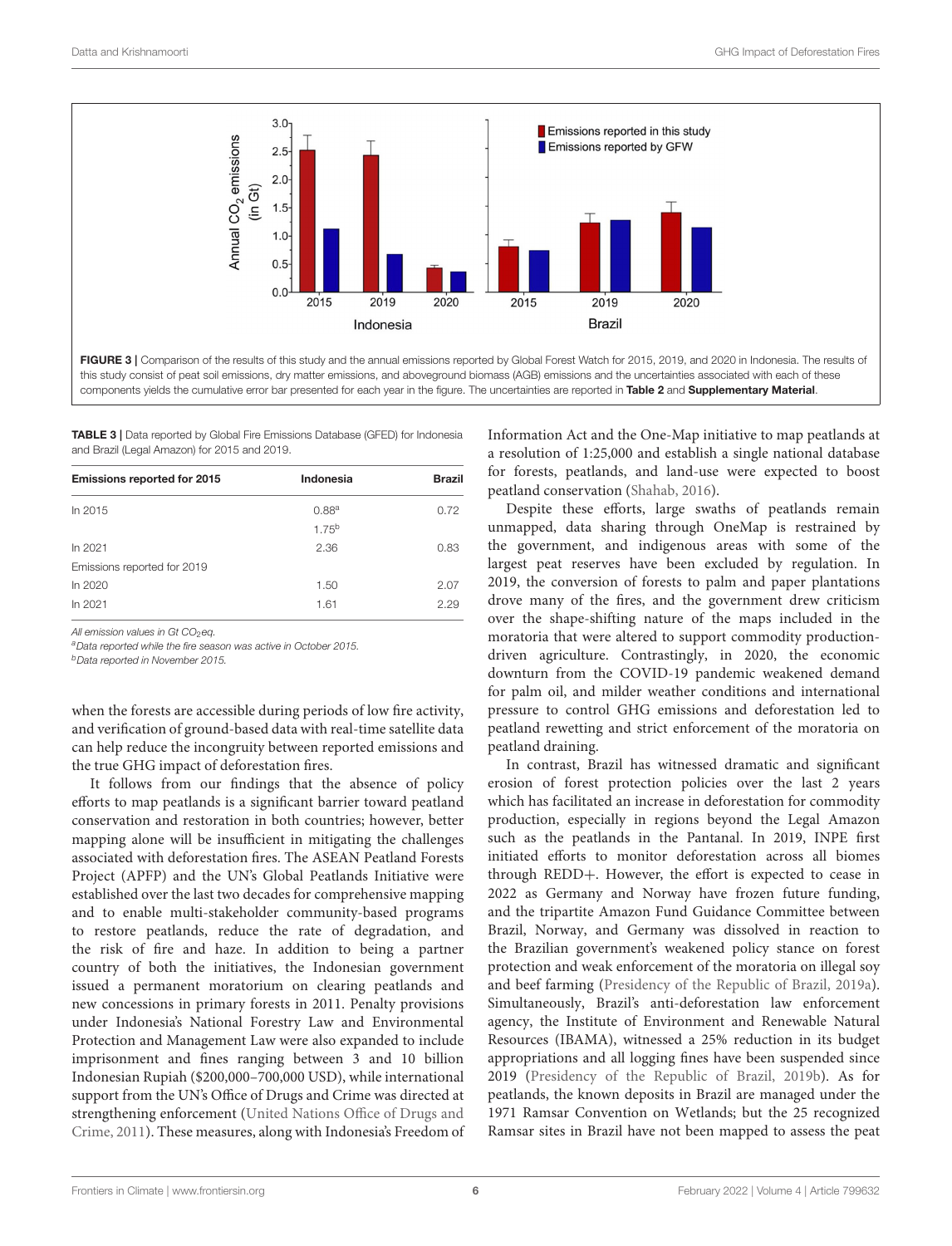Annual $CO_2$ emissions (in Gt)

3.0
2.5
2.0
1.5
1.0
0.5
0.0

2015 2019 2020
Indonesia

2015 2019 2020
Brazil

Emissions reported in this study
Emissions reported by GFW

**FIGURE 3 |** Comparison of the results of this study and the annual emissions reported by Global Forest Watch for 2015, 2019, and 2020 in Indonesia. The results of this study consist of peat soil emissions, dry matter emissions, and aboveground biomass (AGB) emissions and the uncertainties associated with each of these components yields the cumulative error bar presented for each year in the figure. The uncertainties are reported in **Table 2** and **Supplementary Material**.

**TABLE 3 |** Data reported by Global Fire Emissions Database (GFED) for Indonesia and Brazil (Legal Amazon) for 2015 and 2019.

| Emissions reported for 2015 | Indonesia | Brazil |
|---|---|---|
| In 2015 | 0.88[a] | 0.72 |
| | 1.75[b] | |
| In 2021 | 2.36 | 0.83 |
| Emissions reported for 2019 | | |
| In 2020 | 1.50 | 2.07 |
| In 2021 | 1.61 | 2.29 |

*All emission values in Gt $CO_2$eq.*
[a]*Data reported while the fire season was active in October 2015.*
[b]*Data reported in November 2015.*

when the forests are accessible during periods of low fire activity, and verification of ground-based data with real-time satellite data can help reduce the incongruity between reported emissions and the true GHG impact of deforestation fires.

It follows from our findings that the absence of policy efforts to map peatlands is a significant barrier toward peatland conservation and restoration in both countries; however, better mapping alone will be insufficient in mitigating the challenges associated with deforestation fires. The ASEAN Peatland Forests Project (APFP) and the UN's Global Peatlands Initiative were established over the last two decades for comprehensive mapping and to enable multi-stakeholder community-based programs to restore peatlands, reduce the rate of degradation, and the risk of fire and haze. In addition to being a partner country of both the initiatives, the Indonesian government issued a permanent moratorium on clearing peatlands and new concessions in primary forests in 2011. Penalty provisions under Indonesia's National Forestry Law and Environmental Protection and Management Law were also expanded to include imprisonment and fines ranging between 3 and 10 billion Indonesian Rupiah ($200,000–700,000 USD), while international support from the UN's Office of Drugs and Crime was directed at strengthening enforcement (United Nations Office of Drugs and Crime, 2011). These measures, along with Indonesia's Freedom of Information Act and the One-Map initiative to map peatlands at a resolution of 1:25,000 and establish a single national database for forests, peatlands, and land-use were expected to boost peatland conservation (Shahab, 2016).

Despite these efforts, large swaths of peatlands remain unmapped, data sharing through OneMap is restrained by the government, and indigenous areas with some of the largest peat reserves have been excluded by regulation. In 2019, the conversion of forests to palm and paper plantations drove many of the fires, and the government drew criticism over the shape-shifting nature of the maps included in the moratoria that were altered to support commodity production-driven agriculture. Contrastingly, in 2020, the economic downturn from the COVID-19 pandemic weakened demand for palm oil, and milder weather conditions and international pressure to control GHG emissions and deforestation led to peatland rewetting and strict enforcement of the moratoria on peatland draining.

In contrast, Brazil has witnessed dramatic and significant erosion of forest protection policies over the last 2 years which has facilitated an increase in deforestation for commodity production, especially in regions beyond the Legal Amazon such as the peatlands in the Pantanal. In 2019, INPE first initiated efforts to monitor deforestation across all biomes through REDD+. However, the effort is expected to cease in 2022 as Germany and Norway have frozen future funding, and the tripartite Amazon Fund Guidance Committee between Brazil, Norway, and Germany was dissolved in reaction to the Brazilian government's weakened policy stance on forest protection and weak enforcement of the moratoria on illegal soy and beef farming (Presidency of the Republic of Brazil, 2019a). Simultaneously, Brazil's anti-deforestation law enforcement agency, the Institute of Environment and Renewable Natural Resources (IBAMA), witnessed a 25% reduction in its budget appropriations and all logging fines have been suspended since 2019 (Presidency of the Republic of Brazil, 2019b). As for peatlands, the known deposits in Brazil are managed under the 1971 Ramsar Convention on Wetlands; but the 25 recognized Ramsar sites in Brazil have not been mapped to assess the peat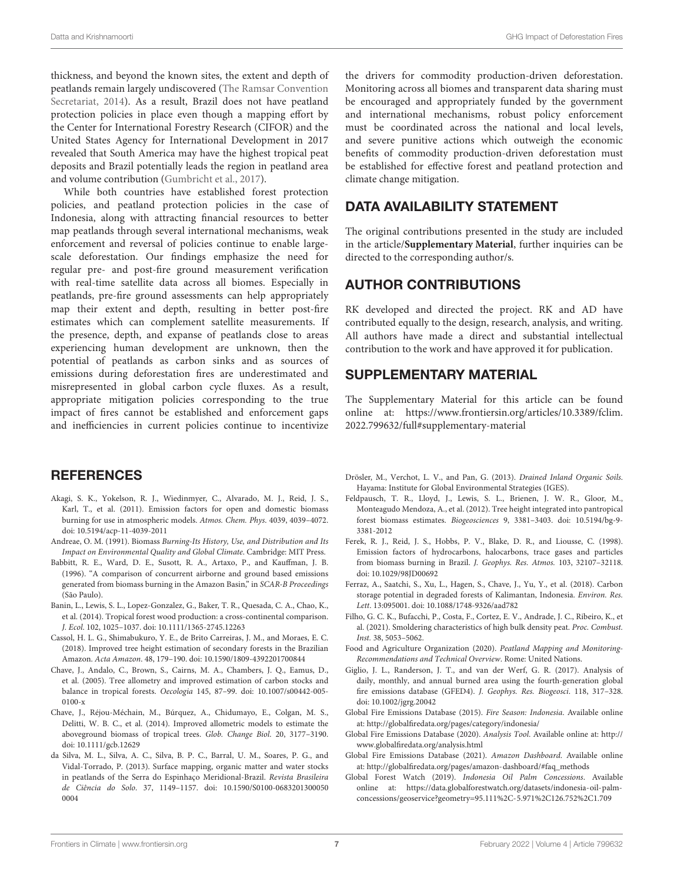thickness, and beyond the known sites, the extent and depth of peatlands remain largely undiscovered (The Ramsar Convention Secretariat, 2014). As a result, Brazil does not have peatland protection policies in place even though a mapping effort by the Center for International Forestry Research (CIFOR) and the United States Agency for International Development in 2017 revealed that South America may have the highest tropical peat deposits and Brazil potentially leads the region in peatland area and volume contribution (Gumbricht et al., 2017).

While both countries have established forest protection policies, and peatland protection policies in the case of Indonesia, along with attracting financial resources to better map peatlands through several international mechanisms, weak enforcement and reversal of policies continue to enable large-scale deforestation. Our findings emphasize the need for regular pre- and post-fire ground measurement verification with real-time satellite data across all biomes. Especially in peatlands, pre-fire ground assessments can help appropriately map their extent and depth, resulting in better post-fire estimates which can complement satellite measurements. If the presence, depth, and expanse of peatlands close to areas experiencing human development are unknown, then the potential of peatlands as carbon sinks and as sources of emissions during deforestation fires are underestimated and misrepresented in global carbon cycle fluxes. As a result, appropriate mitigation policies corresponding to the true impact of fires cannot be established and enforcement gaps and inefficiencies in current policies continue to incentivize the drivers for commodity production-driven deforestation. Monitoring across all biomes and transparent data sharing must be encouraged and appropriately funded by the government and international mechanisms, robust policy enforcement must be coordinated across the national and local levels, and severe punitive actions which outweigh the economic benefits of commodity production-driven deforestation must be established for effective forest and peatland protection and climate change mitigation.

## DATA AVAILABILITY STATEMENT

The original contributions presented in the study are included in the article/**Supplementary Material**, further inquiries can be directed to the corresponding author/s.

## AUTHOR CONTRIBUTIONS

RK developed and directed the project. RK and AD have contributed equally to the design, research, analysis, and writing. All authors have made a direct and substantial intellectual contribution to the work and have approved it for publication.

## SUPPLEMENTARY MATERIAL

The Supplementary Material for this article can be found online at: https://www.frontiersin.org/articles/10.3389/fclim.2022.799632/full#supplementary-material

## REFERENCES

Akagi, S. K., Yokelson, R. J., Wiedinmyer, C., Alvarado, M. J., Reid, J. S., Karl, T., et al. (2011). Emission factors for open and domestic biomass burning for use in atmospheric models. *Atmos. Chem. Phys.* 4039, 4039–4072. doi: 10.5194/acp-11-4039-2011

Andreae, O. M. (1991). Biomass *Burning-Its History, Use, and Distribution and Its Impact on Environmental Quality and Global Climate*. Cambridge: MIT Press.

Babbitt, R. E., Ward, D. E., Susott, R. A., Artaxo, P., and Kauffman, J. B. (1996). "A comparison of concurrent airborne and ground based emissions generated from biomass burning in the Amazon Basin," in *SCAR-B Proceedings* (São Paulo).

Banin, L., Lewis, S. L., Lopez-Gonzalez, G., Baker, T. R., Quesada, C. A., Chao, K., et al. (2014). Tropical forest wood production: a cross-continental comparison. *J. Ecol.* 102, 1025–1037. doi: 10.1111/1365-2745.12263

Cassol, H. L. G., Shimabukuro, Y. E., de Brito Carreiras, J. M., and Moraes, E. C. (2018). Improved tree height estimation of secondary forests in the Brazilian Amazon. *Acta Amazon.* 48, 179–190. doi: 10.1590/1809-4392201700844

Chave, J., Andalo, C., Brown, S., Cairns, M. A., Chambers, J. Q., Eamus, D., et al. (2005). Tree allometry and improved estimation of carbon stocks and balance in tropical forests. *Oecologia* 145, 87–99. doi: 10.1007/s00442-005-0100-x

Chave, J., Réjou-Méchain, M., Búrquez, A., Chidumayo, E., Colgan, M. S., Delitti, W. B. C., et al. (2014). Improved allometric models to estimate the aboveground biomass of tropical trees. *Glob. Change Biol.* 20, 3177–3190. doi: 10.1111/gcb.12629

da Silva, M. L., Silva, A. C., Silva, B. P. C., Barral, U. M., Soares, P. G., and Vidal-Torrado, P. (2013). Surface mapping, organic matter and water stocks in peatlands of the Serra do Espinhaço Meridional-Brazil. *Revista Brasileira de Ciência do Solo*. 37, 1149–1157. doi: 10.1590/S0100-06832013000500004

Drösler, M., Verchot, L. V., and Pan, G. (2013). *Drained Inland Organic Soils*. Hayama: Institute for Global Environmental Strategies (IGES).

Feldpausch, T. R., Lloyd, J., Lewis, S. L., Brienen, J. W. R., Gloor, M., Monteagudo Mendoza, A., et al. (2012). Tree height integrated into pantropical forest biomass estimates. *Biogeosciences* 9, 3381–3403. doi: 10.5194/bg-9-3381-2012

Ferek, R. J., Reid, J. S., Hobbs, P. V., Blake, D. R., and Liousse, C. (1998). Emission factors of hydrocarbons, halocarbons, trace gases and particles from biomass burning in Brazil. *J. Geophys. Res. Atmos.* 103, 32107–32118. doi: 10.1029/98JD00692

Ferraz, A., Saatchi, S., Xu, L., Hagen, S., Chave, J., Yu, Y., et al. (2018). Carbon storage potential in degraded forests of Kalimantan, Indonesia. *Environ. Res. Lett*. 13:095001. doi: 10.1088/1748-9326/aad782

Filho, G. C. K., Bufacchi, P., Costa, F., Cortez, E. V., Andrade, J. C., Ribeiro, K., et al. (2021). Smoldering characteristics of high bulk density peat. *Proc. Combust. Inst.* 38, 5053–5062.

Food and Agriculture Organization (2020). *Peatland Mapping and Monitoring-Recommendations and Technical Overview*. Rome: United Nations.

Giglio, J. L., Randerson, J. T., and van der Werf, G. R. (2017). Analysis of daily, monthly, and annual burned area using the fourth-generation global fire emissions database (GFED4). *J. Geophys. Res. Biogeosci*. 118, 317–328. doi: 10.1002/jgrg.20042

Global Fire Emissions Database (2015). *Fire Season: Indonesia*. Available online at: http://globalfiredata.org/pages/category/indonesia/

Global Fire Emissions Database (2020). *Analysis Tool*. Available online at: http://www.globalfiredata.org/analysis.html

Global Fire Emissions Database (2021). *Amazon Dashboard*. Available online at: http://globalfiredata.org/pages/amazon-dashboard/#faq_methods

Global Forest Watch (2019). *Indonesia Oil Palm Concessions*. Available online at: https://data.globalforestwatch.org/datasets/indonesia-oil-palm-concessions/geoservice?geometry=95.111%2C-5.971%2C126.752%2C1.709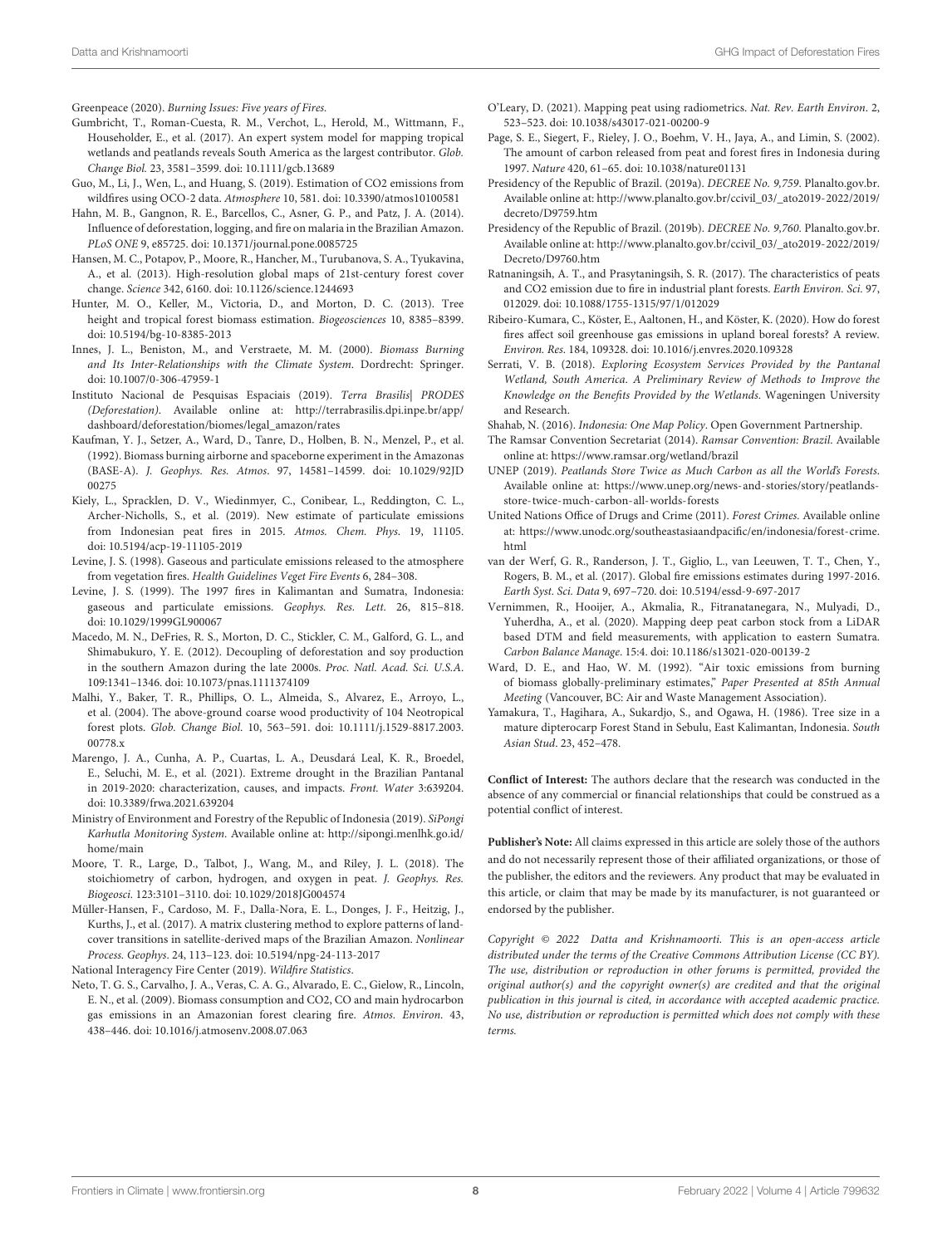Greenpeace (2020). *Burning Issues: Five years of Fires.*

Gumbricht, T., Roman-Cuesta, R. M., Verchot, L., Herold, M., Wittmann, F., Householder, E., et al. (2017). An expert system model for mapping tropical wetlands and peatlands reveals South America as the largest contributor. *Glob. Change Biol.* 23, 3581–3599. doi: 10.1111/gcb.13689

Guo, M., Li, J., Wen, L., and Huang, S. (2019). Estimation of CO2 emissions from wildfires using OCO-2 data. *Atmosphere* 10, 581. doi: 10.3390/atmos10100581

Hahn, M. B., Gangnon, R. E., Barcellos, C., Asner, G. P., and Patz, J. A. (2014). Influence of deforestation, logging, and fire on malaria in the Brazilian Amazon. *PLoS ONE* 9, e85725. doi: 10.1371/journal.pone.0085725

Hansen, M. C., Potapov, P., Moore, R., Hancher, M., Turubanova, S. A., Tyukavina, A., et al. (2013). High-resolution global maps of 21st-century forest cover change. *Science* 342, 6160. doi: 10.1126/science.1244693

Hunter, M. O., Keller, M., Victoria, D., and Morton, D. C. (2013). Tree height and tropical forest biomass estimation. *Biogeosciences* 10, 8385–8399. doi: 10.5194/bg-10-8385-2013

Innes, J. L., Beniston, M., and Verstraete, M. M. (2000). *Biomass Burning and Its Inter-Relationships with the Climate System*. Dordrecht: Springer. doi: 10.1007/0-306-47959-1

Instituto Nacional de Pesquisas Espaciais (2019). *Terra Brasilis| PRODES (Deforestation)*. Available online at: http://terrabrasilis.dpi.inpe.br/app/dashboard/deforestation/biomes/legal_amazon/rates

Kaufman, Y. J., Setzer, A., Ward, D., Tanre, D., Holben, B. N., Menzel, P., et al. (1992). Biomass burning airborne and spaceborne experiment in the Amazonas (BASE-A). *J. Geophys. Res. Atmos*. 97, 14581–14599. doi: 10.1029/92JD00275

Kiely, L., Spracklen, D. V., Wiedinmyer, C., Conibear, L., Reddington, C. L., Archer-Nicholls, S., et al. (2019). New estimate of particulate emissions from Indonesian peat fires in 2015. *Atmos. Chem. Phys*. 19, 11105. doi: 10.5194/acp-19-11105-2019

Levine, J. S. (1998). Gaseous and particulate emissions released to the atmosphere from vegetation fires. *Health Guidelines Veget Fire Events* 6, 284–308.

Levine, J. S. (1999). The 1997 fires in Kalimantan and Sumatra, Indonesia: gaseous and particulate emissions. *Geophys. Res. Lett*. 26, 815–818. doi: 10.1029/1999GL900067

Macedo, M. N., DeFries, R. S., Morton, D. C., Stickler, C. M., Galford, G. L., and Shimabukuro, Y. E. (2012). Decoupling of deforestation and soy production in the southern Amazon during the late 2000s. *Proc. Natl. Acad. Sci. U.S.A*. 109:1341–1346. doi: 10.1073/pnas.1111374109

Malhi, Y., Baker, T. R., Phillips, O. L., Almeida, S., Alvarez, E., Arroyo, L., et al. (2004). The above-ground coarse wood productivity of 104 Neotropical forest plots. *Glob. Change Biol*. 10, 563–591. doi: 10.1111/j.1529-8817.2003.00778.x

Marengo, J. A., Cunha, A. P., Cuartas, L. A., Deusdará Leal, K. R., Broedel, E., Seluchi, M. E., et al. (2021). Extreme drought in the Brazilian Pantanal in 2019-2020: characterization, causes, and impacts. *Front. Water* 3:639204. doi: 10.3389/frwa.2021.639204

Ministry of Environment and Forestry of the Republic of Indonesia (2019). *SiPongi Karhutla Monitoring System*. Available online at: http://sipongi.menlhk.go.id/home/main

Moore, T. R., Large, D., Talbot, J., Wang, M., and Riley, J. L. (2018). The stoichiometry of carbon, hydrogen, and oxygen in peat. *J. Geophys. Res. Biogeosci*. 123:3101–3110. doi: 10.1029/2018JG004574

Müller-Hansen, F., Cardoso, M. F., Dalla-Nora, E. L., Donges, J. F., Heitzig, J., Kurths, J., et al. (2017). A matrix clustering method to explore patterns of land-cover transitions in satellite-derived maps of the Brazilian Amazon. *Nonlinear Process. Geophys*. 24, 113–123. doi: 10.5194/npg-24-113-2017

National Interagency Fire Center (2019). *Wildfire Statistics*.

Neto, T. G. S., Carvalho, J. A., Veras, C. A. G., Alvarado, E. C., Gielow, R., Lincoln, E. N., et al. (2009). Biomass consumption and CO2, CO and main hydrocarbon gas emissions in an Amazonian forest clearing fire. *Atmos. Environ*. 43, 438–446. doi: 10.1016/j.atmosenv.2008.07.063

O'Leary, D. (2021). Mapping peat using radiometrics. *Nat. Rev. Earth Environ*. 2, 523–523. doi: 10.1038/s43017-021-00200-9

Page, S. E., Siegert, F., Rieley, J. O., Boehm, V. H., Jaya, A., and Limin, S. (2002). The amount of carbon released from peat and forest fires in Indonesia during 1997. *Nature* 420, 61–65. doi: 10.1038/nature01131

Presidency of the Republic of Brazil. (2019a). *DECREE No. 9,759*. Planalto.gov.br. Available online at: http://www.planalto.gov.br/ccivil_03/_ato2019-2022/2019/decreto/D9759.htm

Presidency of the Republic of Brazil. (2019b). *DECREE No. 9,760*. Planalto.gov.br. Available online at: http://www.planalto.gov.br/ccivil_03/_ato2019-2022/2019/Decreto/D9760.htm

Ratnaningsih, A. T., and Prasytaningsih, S. R. (2017). The characteristics of peats and CO2 emission due to fire in industrial plant forests. *Earth Environ. Sci*. 97, 012029. doi: 10.1088/1755-1315/97/1/012029

Ribeiro-Kumara, C., Köster, E., Aaltonen, H., and Köster, K. (2020). How do forest fires affect soil greenhouse gas emissions in upland boreal forests? A review. *Environ. Res*. 184, 109328. doi: 10.1016/j.envres.2020.109328

Serrati, V. B. (2018). *Exploring Ecosystem Services Provided by the Pantanal Wetland, South America. A Preliminary Review of Methods to Improve the Knowledge on the Benefits Provided by the Wetlands*. Wageningen University and Research.

Shahab, N. (2016). *Indonesia: One Map Policy*. Open Government Partnership.

The Ramsar Convention Secretariat (2014). *Ramsar Convention: Brazil*. Available online at: https://www.ramsar.org/wetland/brazil

UNEP (2019). *Peatlands Store Twice as Much Carbon as all the World's Forests*. Available online at: https://www.unep.org/news-and-stories/story/peatlands-store-twice-much-carbon-all-worlds-forests

United Nations Office of Drugs and Crime (2011). *Forest Crimes*. Available online at: https://www.unodc.org/southeastasiaandpacific/en/indonesia/forest-crime.html

van der Werf, G. R., Randerson, J. T., Giglio, L., van Leeuwen, T. T., Chen, Y., Rogers, B. M., et al. (2017). Global fire emissions estimates during 1997-2016. *Earth Syst. Sci. Data* 9, 697–720. doi: 10.5194/essd-9-697-2017

Vernimmen, R., Hooijer, A., Akmalia, R., Fitranatanegara, N., Mulyadi, D., Yuherdha, A., et al. (2020). Mapping deep peat carbon stock from a LiDAR based DTM and field measurements, with application to eastern Sumatra. *Carbon Balance Manage*. 15:4. doi: 10.1186/s13021-020-00139-2

Ward, D. E., and Hao, W. M. (1992). "Air toxic emissions from burning of biomass globally-preliminary estimates," *Paper Presented at 85th Annual Meeting* (Vancouver, BC: Air and Waste Management Association).

Yamakura, T., Hagihara, A., Sukardjo, S., and Ogawa, H. (1986). Tree size in a mature dipterocarp Forest Stand in Sebulu, East Kalimantan, Indonesia. *South Asian Stud*. 23, 452–478.

**Conflict of Interest:** The authors declare that the research was conducted in the absence of any commercial or financial relationships that could be construed as a potential conflict of interest.

**Publisher's Note:** All claims expressed in this article are solely those of the authors and do not necessarily represent those of their affiliated organizations, or those of the publisher, the editors and the reviewers. Any product that may be evaluated in this article, or claim that may be made by its manufacturer, is not guaranteed or endorsed by the publisher.

*Copyright © 2022 Datta and Krishnamoorti. This is an open-access article distributed under the terms of the Creative Commons Attribution License (CC BY). The use, distribution or reproduction in other forums is permitted, provided the original author(s) and the copyright owner(s) are credited and that the original publication in this journal is cited, in accordance with accepted academic practice. No use, distribution or reproduction is permitted which does not comply with these terms.*